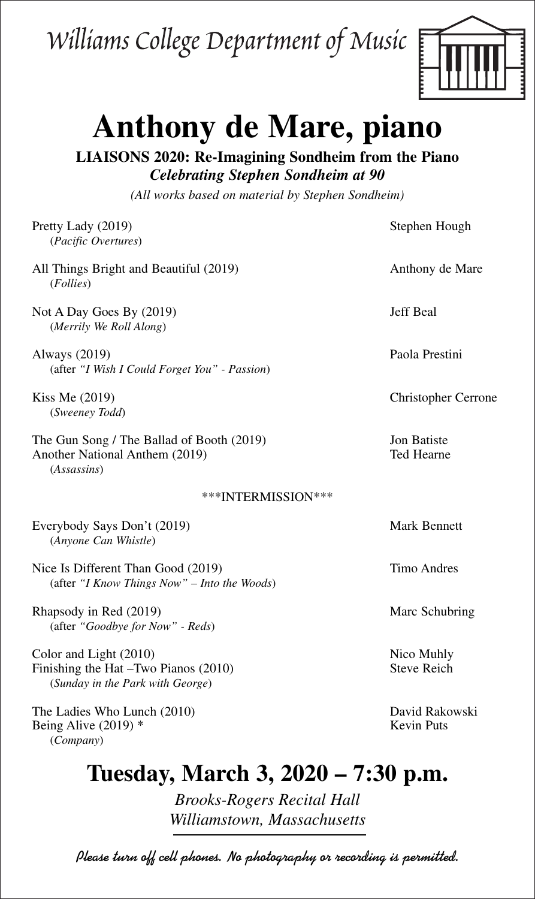Williams College Department of Music

# Anthony de Mare, piano

**LIAISONS 2020: Re-Imagining Sondheim from the Piano**
***Celebrating Stephen Sondheim at 90***

*(All works based on material by Stephen Sondheim)*

| | |
|---|---|
| Pretty Lady (2019)<br>(*Pacific Overtures*) | Stephen Hough |
| All Things Bright and Beautiful (2019)<br>(*Follies*) | Anthony de Mare |
| Not A Day Goes By (2019)<br>(*Merrily We Roll Along*) | Jeff Beal |
| Always (2019)<br>(after *"I Wish I Could Forget You" - Passion*) | Paola Prestini |
| Kiss Me (2019)<br>(*Sweeney Todd*) | Christopher Cerrone |
| The Gun Song / The Ballad of Booth (2019) | Jon Batiste |
| Another National Anthem (2019)<br>(*Assassins*) | Ted Hearne |

***INTERMISSION***

| | |
|---|---|
| Everybody Says Don't (2019)<br>(*Anyone Can Whistle*) | Mark Bennett |
| Nice Is Different Than Good (2019)<br>(after *"I Know Things Now" – Into the Woods*) | Timo Andres |
| Rhapsody in Red (2019)<br>(after *"Goodbye for Now" - Reds*) | Marc Schubring |
| Color and Light (2010) | Nico Muhly |
| Finishing the Hat –Two Pianos (2010)<br>(*Sunday in the Park with George*) | Steve Reich |
| The Ladies Who Lunch (2010) | David Rakowski |
| Being Alive (2019) * <br>(*Company*) | Kevin Puts |

## Tuesday, March 3, 2020 – 7:30 p.m.

*Brooks-Rogers Recital Hall*
*Williamstown, Massachusetts*

Please turn off cell phones. No photography or recording is permitted.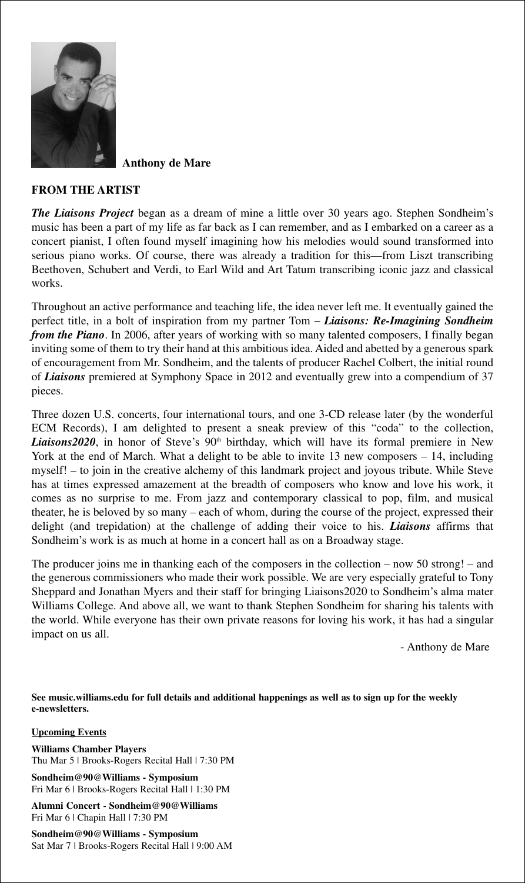**Anthony de Mare**

## FROM THE ARTIST

***The Liaisons Project*** began as a dream of mine a little over 30 years ago. Stephen Sondheim's music has been a part of my life as far back as I can remember, and as I embarked on a career as a concert pianist, I often found myself imagining how his melodies would sound transformed into serious piano works. Of course, there was already a tradition for this—from Liszt transcribing Beethoven, Schubert and Verdi, to Earl Wild and Art Tatum transcribing iconic jazz and classical works.

Throughout an active performance and teaching life, the idea never left me. It eventually gained the perfect title, in a bolt of inspiration from my partner Tom – ***Liaisons: Re-Imagining Sondheim from the Piano***. In 2006, after years of working with so many talented composers, I finally began inviting some of them to try their hand at this ambitious idea. Aided and abetted by a generous spark of encouragement from Mr. Sondheim, and the talents of producer Rachel Colbert, the initial round of ***Liaisons*** premiered at Symphony Space in 2012 and eventually grew into a compendium of 37 pieces.

Three dozen U.S. concerts, four international tours, and one 3-CD release later (by the wonderful ECM Records), I am delighted to present a sneak preview of this "coda" to the collection, ***Liaisons2020***, in honor of Steve's 90th birthday, which will have its formal premiere in New York at the end of March. What a delight to be able to invite 13 new composers – 14, including myself! – to join in the creative alchemy of this landmark project and joyous tribute. While Steve has at times expressed amazement at the breadth of composers who know and love his work, it comes as no surprise to me. From jazz and contemporary classical to pop, film, and musical theater, he is beloved by so many – each of whom, during the course of the project, expressed their delight (and trepidation) at the challenge of adding their voice to his. ***Liaisons*** affirms that Sondheim's work is as much at home in a concert hall as on a Broadway stage.

The producer joins me in thanking each of the composers in the collection – now 50 strong! – and the generous commissioners who made their work possible. We are very especially grateful to Tony Sheppard and Jonathan Myers and their staff for bringing Liaisons2020 to Sondheim's alma mater Williams College. And above all, we want to thank Stephen Sondheim for sharing his talents with the world. While everyone has their own private reasons for loving his work, it has had a singular impact on us all.

- Anthony de Mare

**See music.williams.edu for full details and additional happenings as well as to sign up for the weekly e-newsletters.**

**Upcoming Events**

**Williams Chamber Players**
Thu Mar 5 | Brooks-Rogers Recital Hall | 7:30 PM

**Sondheim@90@Williams - Symposium**
Fri Mar 6 | Brooks-Rogers Recital Hall | 1:30 PM

**Alumni Concert - Sondheim@90@Williams**
Fri Mar 6 | Chapin Hall | 7:30 PM

**Sondheim@90@Williams - Symposium**
Sat Mar 7 | Brooks-Rogers Recital Hall | 9:00 AM